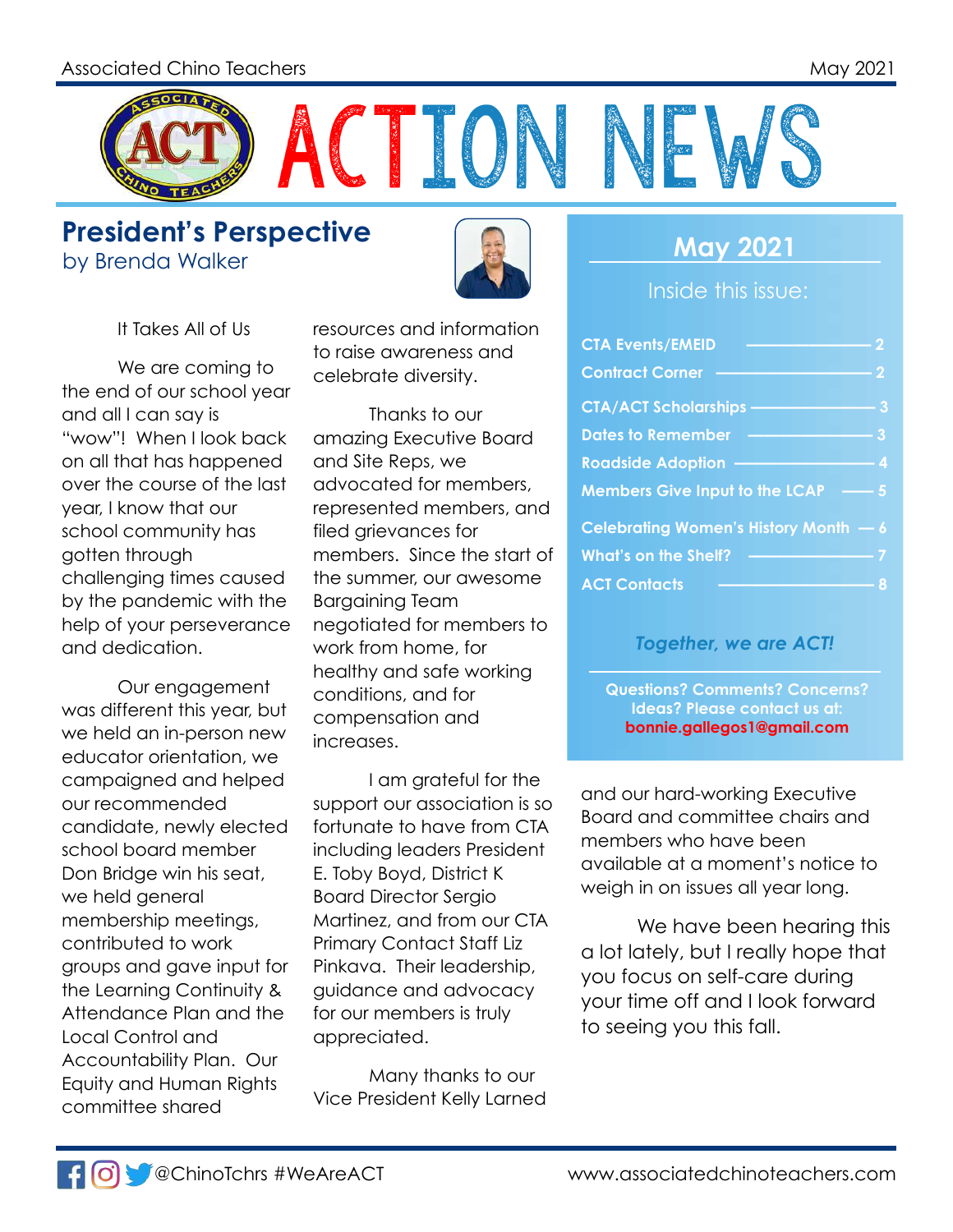Associated Chino Teachers May 2021

# ACTION NEWS

## President's Perspective

by Brenda Walker

It Takes All of Us

We are coming to the end of our school year and all I can say is "wow"! When I look back on all that has happened over the course of the last year, I know that our school community has gotten through challenging times caused by the pandemic with the help of your perseverance and dedication.

Our engagement was different this year, but we held an in-person new educator orientation, we campaigned and helped our recommended candidate, newly elected school board member Don Bridge win his seat, we held general membership meetings, contributed to work groups and gave input for the Learning Continuity & Attendance Plan and the Local Control and Accountability Plan. Our Equity and Human Rights committee shared resources and information to raise awareness and celebrate diversity.

Thanks to our amazing Executive Board and Site Reps, we advocated for members, represented members, and filed grievances for members. Since the start of the summer, our awesome Bargaining Team negotiated for members to work from home, for healthy and safe working conditions, and for compensation and increases.

I am grateful for the support our association is so fortunate to have from CTA including leaders President E. Toby Boyd, District K Board Director Sergio Martinez, and from our CTA Primary Contact Staff Liz Pinkava. Their leadership, guidance and advocacy for our members is truly appreciated.

Many thanks to our Vice President Kelly Larned and our hard-working Executive Board and committee chairs and members who have been available at a moment's notice to weigh in on issues all year long.

We have been hearing this a lot lately, but I really hope that you focus on self-care during your time off and I look forward to seeing you this fall.

## May 2021

Inside this issue:

- CTA Events/EMEID — 2
- Contract Corner — 2
- CTA/ACT Scholarships — 3
- Dates to Remember — 3
- Roadside Adoption — 4
- Members Give Input to the LCAP — 5
- Celebrating Women's History Month — 6
- What's on the Shelf? — 7
- ACT Contacts — 8

*Together, we are ACT!*

**Questions? Comments? Concerns? Ideas? Please contact us at: bonnie.gallegos1@gmail.com**

@ChinoTchrs #WeAreACT www.associatedchinoteachers.com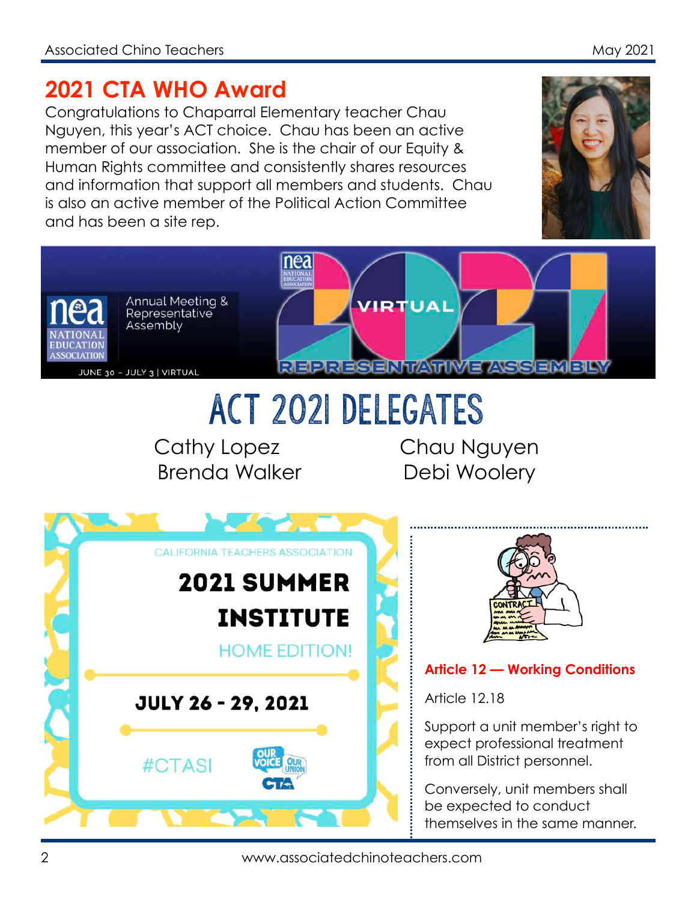## 2021 CTA WHO Award

Congratulations to Chaparral Elementary teacher Chau Nguyen, this year's ACT choice. Chau has been an active member of our association. She is the chair of our Equity & Human Rights committee and consistently shares resources and information that support all members and students. Chau is also an active member of the Political Action Committee and has been a site rep.

NEA National Education Association — Annual Meeting & Representative Assembly

JUNE 30 – JULY 3 | VIRTUAL

2021 VIRTUAL REPRESENTATIVE ASSEMBLY

## ACT 2021 DELEGATES

Cathy Lopez
Brenda Walker
Chau Nguyen
Debi Woolery

CALIFORNIA TEACHERS ASSOCIATION

**2021 SUMMER INSTITUTE**

HOME EDITION!

**JULY 26 - 29, 2021**

#CTASI

OUR VOICE OUR UNION CTA

CONTRACT

**Article 12 — Working Conditions**

Article 12.18

Support a unit member's right to expect professional treatment from all District personnel.

Conversely, unit members shall be expected to conduct themselves in the same manner.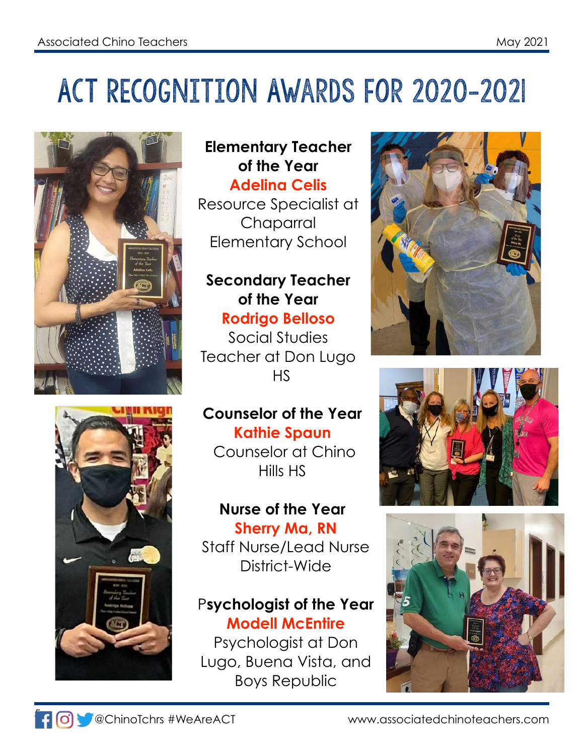# ACT RECOGNITION AWARDS FOR 2020-2021

**Elementary Teacher of the Year**
**Adelina Celis**
Resource Specialist at Chaparral Elementary School

**Secondary Teacher of the Year**
**Rodrigo Belloso**
Social Studies Teacher at Don Lugo HS

**Counselor of the Year**
**Kathie Spaun**
Counselor at Chino Hills HS

**Nurse of the Year**
**Sherry Ma, RN**
Staff Nurse/Lead Nurse District-Wide

**Psychologist of the Year**
**Modell McEntire**
Psychologist at Don Lugo, Buena Vista, and Boys Republic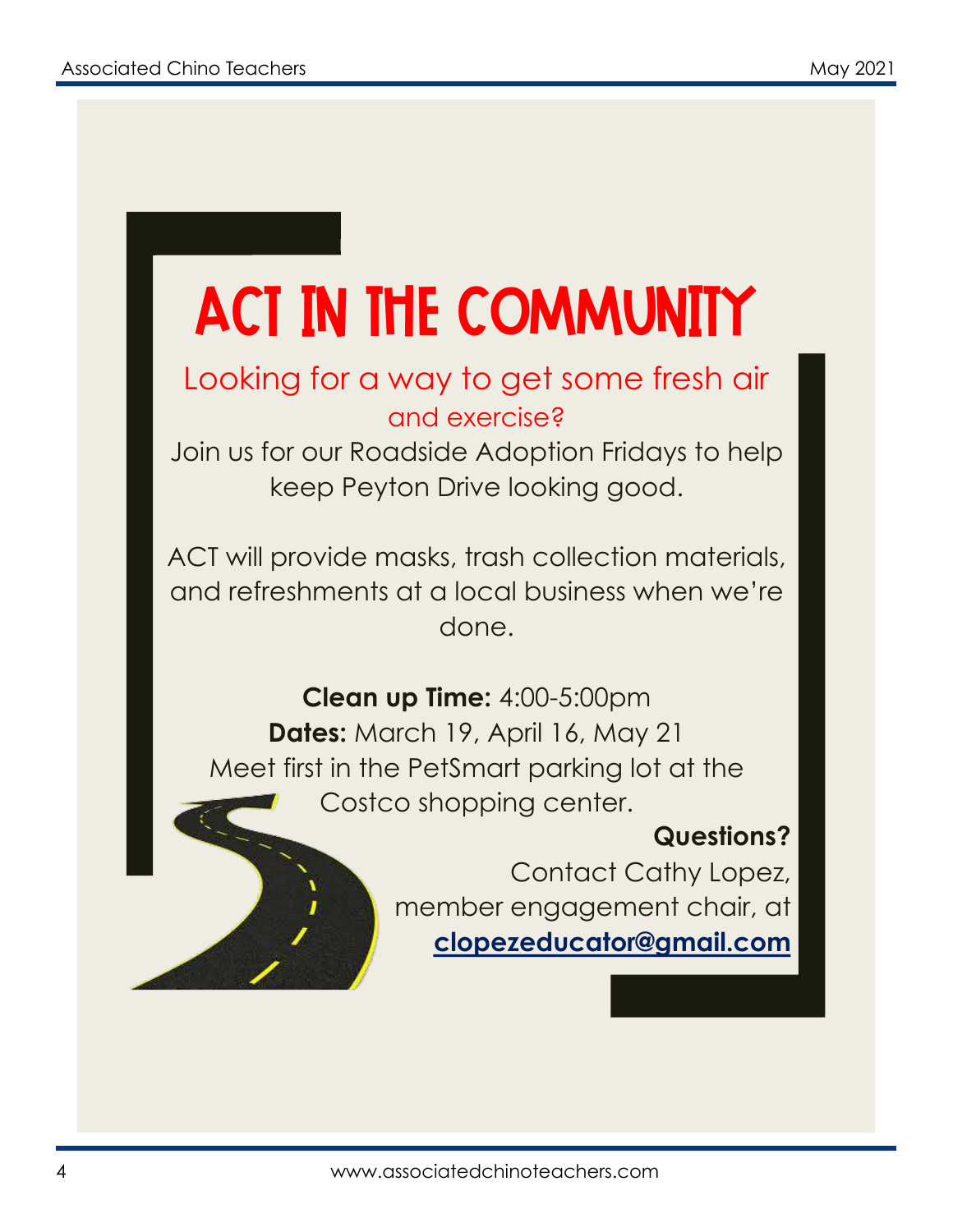# ACT IN THE COMMUNITY

Looking for a way to get some fresh air and exercise?

Join us for our Roadside Adoption Fridays to help keep Peyton Drive looking good.

ACT will provide masks, trash collection materials, and refreshments at a local business when we're done.

**Clean up Time:** 4:00-5:00pm

**Dates:** March 19, April 16, May 21

Meet first in the PetSmart parking lot at the Costco shopping center.

**Questions?**

Contact Cathy Lopez, member engagement chair, at **clopezeducator@gmail.com**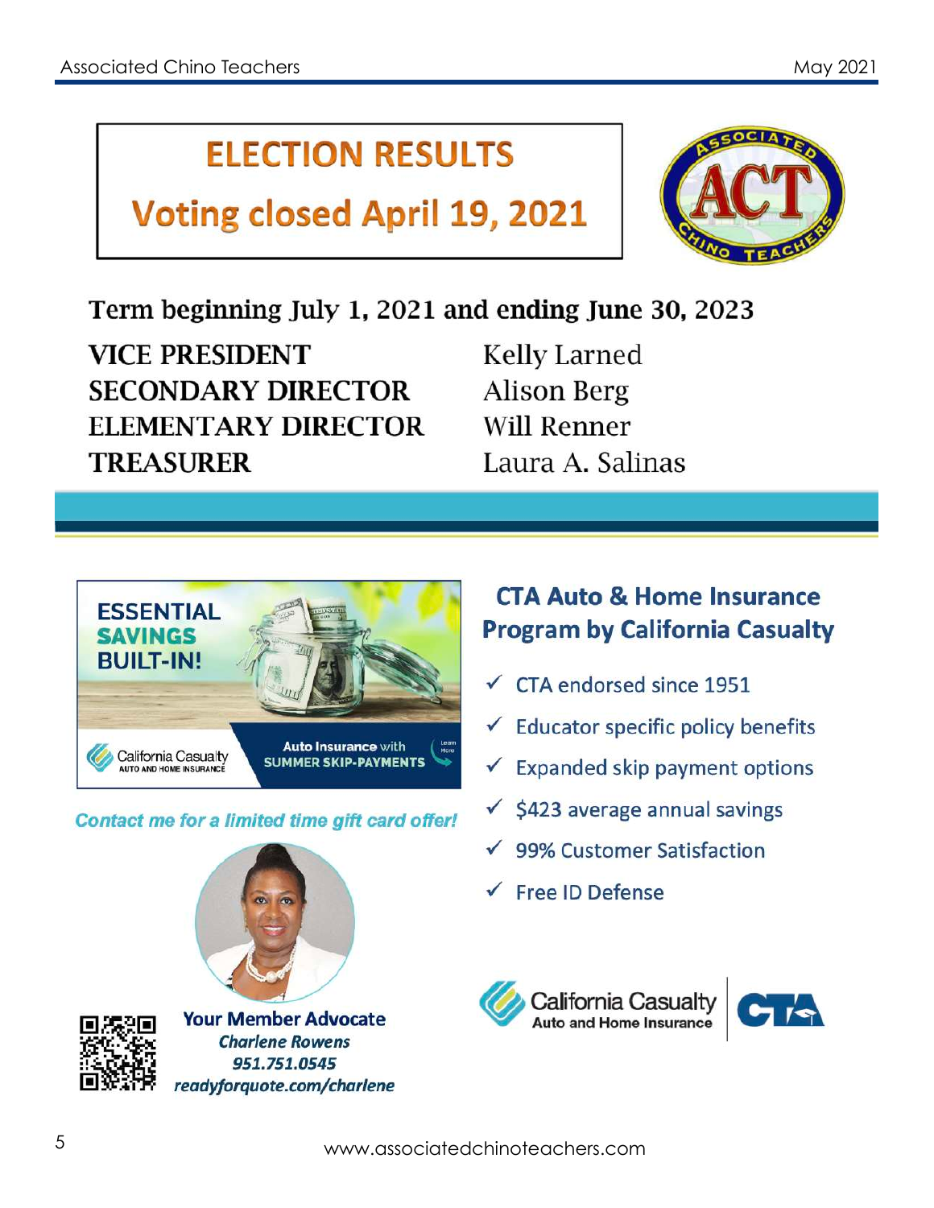# ELECTION RESULTS

## Voting closed April 19, 2021

**Term beginning July 1, 2021 and ending June 30, 2023**

| | |
|---|---|
| **VICE PRESIDENT** | Kelly Larned |
| **SECONDARY DIRECTOR** | Alison Berg |
| **ELEMENTARY DIRECTOR** | Will Renner |
| **TREASURER** | Laura A. Salinas |

**ESSENTIAL SAVINGS BUILT-IN!**

California Casualty AUTO AND HOME INSURANCE

Auto Insurance with SUMMER SKIP-PAYMENTS

Learn More

*Contact me for a limited time gift card offer!*

**Your Member Advocate**
*Charlene Rowens*
*951.751.0545*
*readyforquote.com/charlene*

## CTA Auto & Home Insurance Program by California Casualty

- ✓ CTA endorsed since 1951
- ✓ Educator specific policy benefits
- ✓ Expanded skip payment options
- ✓ $423 average annual savings
- ✓ 99% Customer Satisfaction
- ✓ Free ID Defense

California Casualty Auto and Home Insurance | CTA

www.associatedchinoteachers.com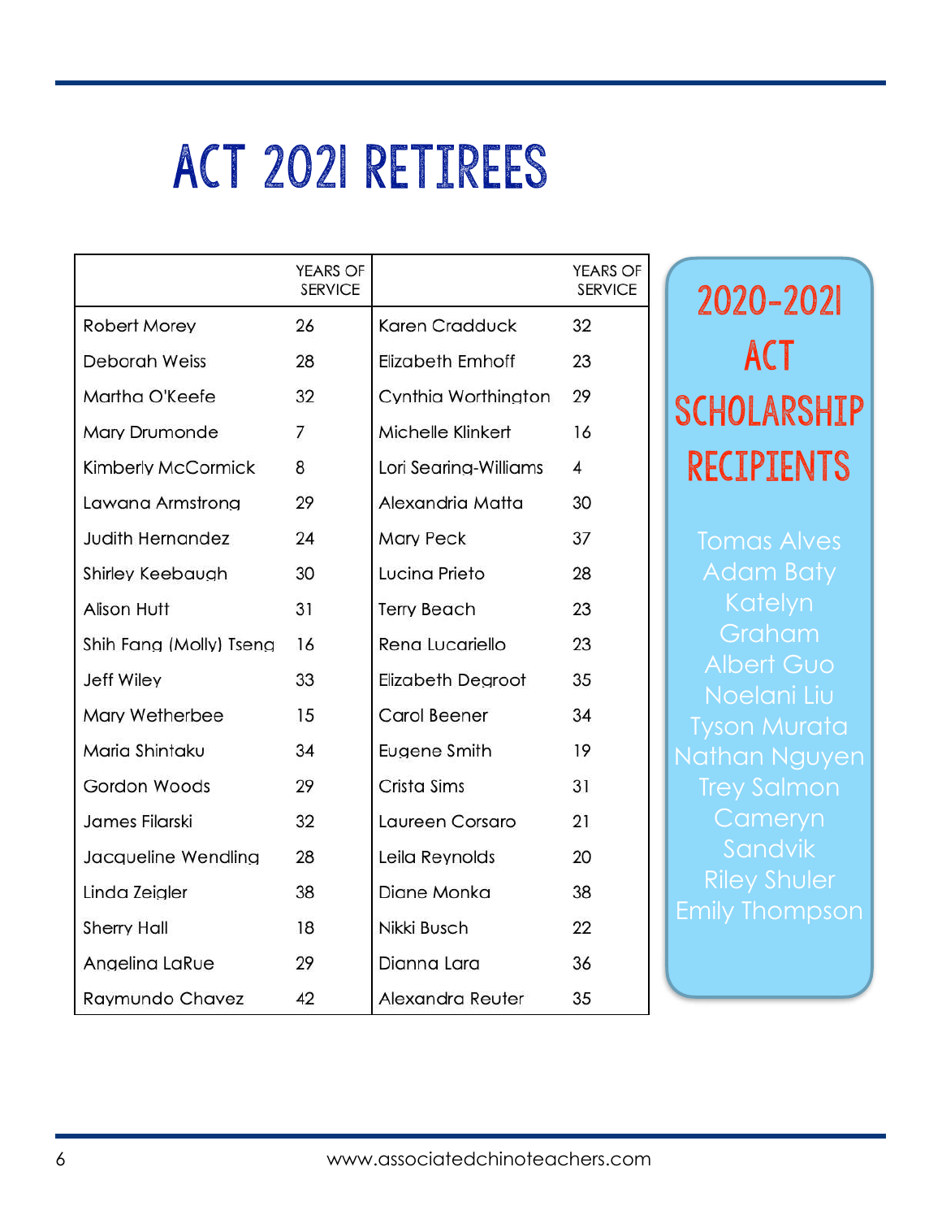# ACT 2021 RETIREES

| | YEARS OF SERVICE | | YEARS OF SERVICE |
|---|---|---|---|
| Robert Morey | 26 | Karen Cradduck | 32 |
| Deborah Weiss | 28 | Elizabeth Emhoff | 23 |
| Martha O'Keefe | 32 | Cynthia Worthington | 29 |
| Mary Drumonde | 7 | Michelle Klinkert | 16 |
| Kimberly McCormick | 8 | Lori Searing-Williams | 4 |
| Lawana Armstrong | 29 | Alexandria Matta | 30 |
| Judith Hernandez | 24 | Mary Peck | 37 |
| Shirley Keebaugh | 30 | Lucina Prieto | 28 |
| Alison Hutt | 31 | Terry Beach | 23 |
| Shih Fang (Molly) Tseng | 16 | Rena Lucariello | 23 |
| Jeff Wiley | 33 | Elizabeth Degroot | 35 |
| Mary Wetherbee | 15 | Carol Beener | 34 |
| Maria Shintaku | 34 | Eugene Smith | 19 |
| Gordon Woods | 29 | Crista Sims | 31 |
| James Filarski | 32 | Laureen Corsaro | 21 |
| Jacqueline Wendling | 28 | Leila Reynolds | 20 |
| Linda Zeigler | 38 | Diane Monka | 38 |
| Sherry Hall | 18 | Nikki Busch | 22 |
| Angelina LaRue | 29 | Dianna Lara | 36 |
| Raymundo Chavez | 42 | Alexandra Reuter | 35 |

## 2020-2021 ACT SCHOLARSHIP RECIPIENTS

Tomas Alves
Adam Baty
Katelyn Graham
Albert Guo
Noelani Liu
Tyson Murata
Nathan Nguyen
Trey Salmon
Cameryn Sandvik
Riley Shuler
Emily Thompson

www.associatedchinoteachers.com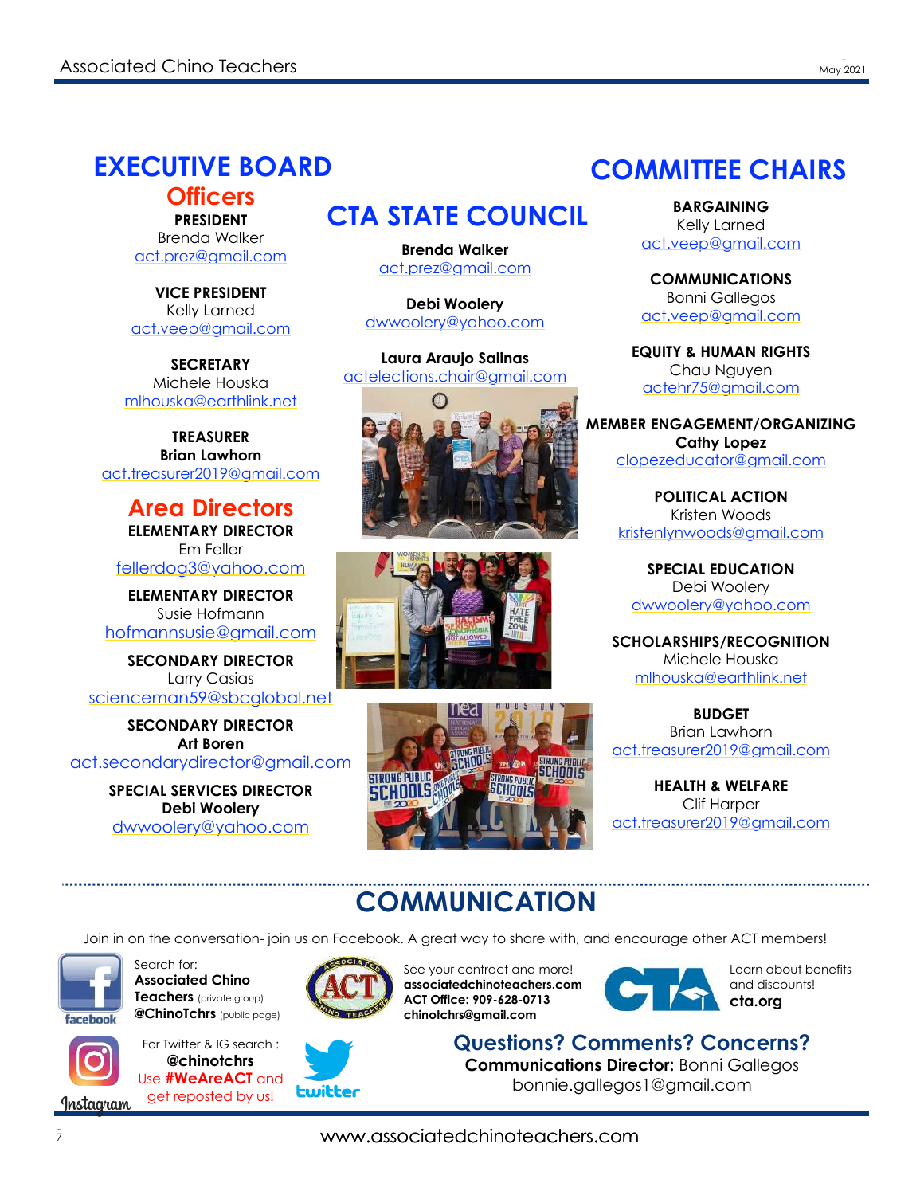# EXECUTIVE BOARD

## Officers

**PRESIDENT**
Brenda Walker
act.prez@gmail.com

**VICE PRESIDENT**
Kelly Larned
act.veep@gmail.com

**SECRETARY**
Michele Houska
mlhouska@earthlink.net

**TREASURER**
**Brian Lawhorn**
act.treasurer2019@gmail.com

## Area Directors

**ELEMENTARY DIRECTOR**
Em Feller
fellerdog3@yahoo.com

**ELEMENTARY DIRECTOR**
Susie Hofmann
hofmannsusie@gmail.com

**SECONDARY DIRECTOR**
Larry Casias
scienceman59@sbcglobal.net

**SECONDARY DIRECTOR**
**Art Boren**
act.secondarydirector@gmail.com

**SPECIAL SERVICES DIRECTOR**
**Debi Woolery**
dwwoolery@yahoo.com

# CTA STATE COUNCIL

**Brenda Walker**
act.prez@gmail.com

**Debi Woolery**
dwwoolery@yahoo.com

**Laura Araujo Salinas**
actelections.chair@gmail.com

# COMMITTEE CHAIRS

**BARGAINING**
Kelly Larned
act.veep@gmail.com

**COMMUNICATIONS**
Bonni Gallegos
act.veep@gmail.com

**EQUITY & HUMAN RIGHTS**
Chau Nguyen
actehr75@gmail.com

**MEMBER ENGAGEMENT/ORGANIZING**
**Cathy Lopez**
clopezeducator@gmail.com

**POLITICAL ACTION**
Kristen Woods
kristenlynwoods@gmail.com

**SPECIAL EDUCATION**
Debi Woolery
dwwoolery@yahoo.com

**SCHOLARSHIPS/RECOGNITION**
Michele Houska
mlhouska@earthlink.net

**BUDGET**
Brian Lawhorn
act.treasurer2019@gmail.com

**HEALTH & WELFARE**
Clif Harper
act.treasurer2019@gmail.com

# COMMUNICATION

Join in on the conversation- join us on Facebook. A great way to share with, and encourage other ACT members!

Search for:
**Associated Chino Teachers** (private group)
**@ChinoTchrs** (public page)

See your contract and more!
**associatedchinoteachers.com**
**ACT Office: 909-628-0713**
**chinotchrs@gmail.com**

Learn about benefits and discounts!
**cta.org**

For Twitter & IG search :
**@chinotchrs**
Use **#WeAreACT** and get reposted by us!

## Questions? Comments? Concerns?

**Communications Director:** Bonni Gallegos
bonnie.gallegos1@gmail.com

www.associatedchinoteachers.com